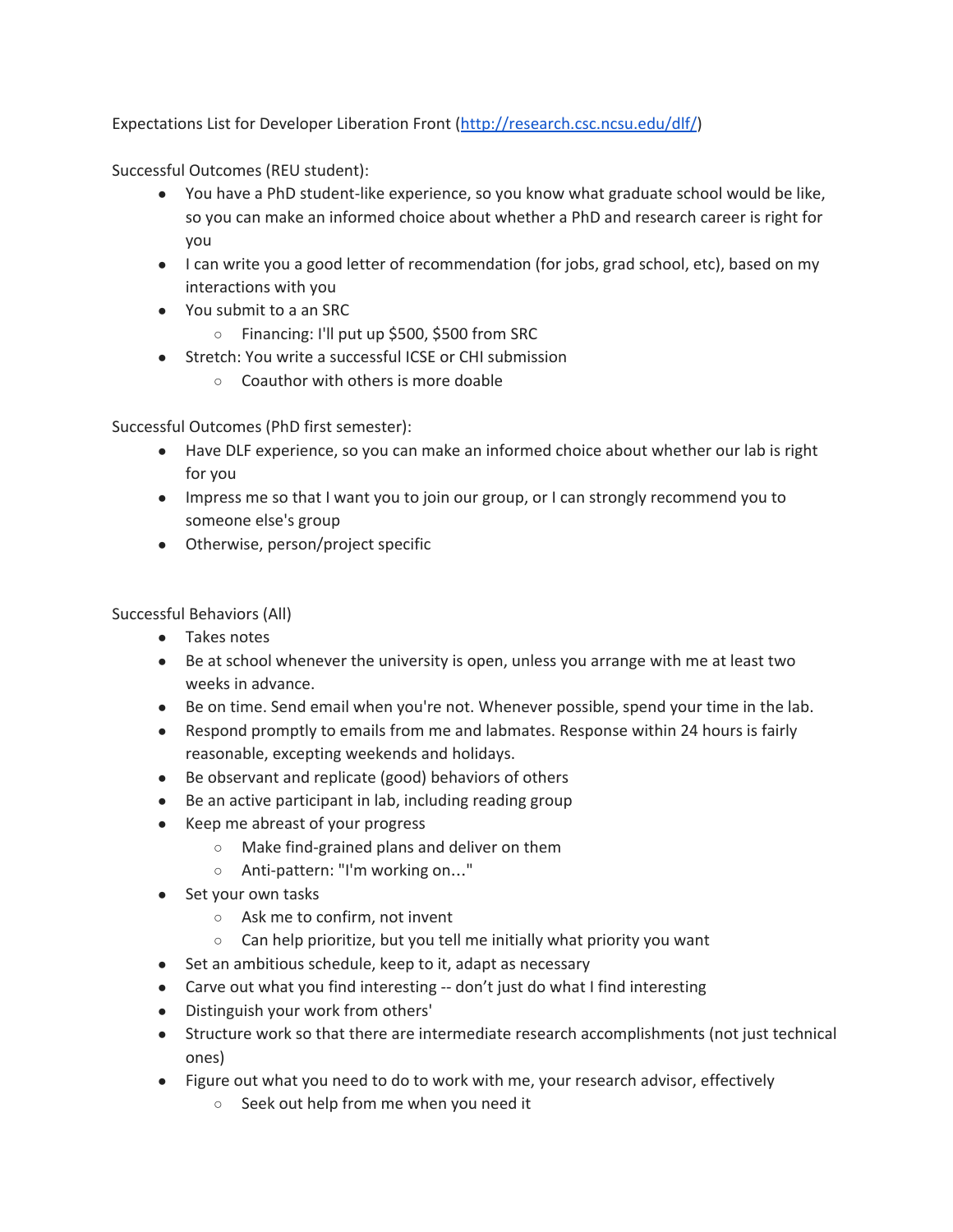Expectations List for Developer Liberation Front ([http://research.csc.ncsu.edu/dlf/](http://research.csc.ncsu.edu/dlf/))

Successful Outcomes (REU student):

- You have a PhD student-like experience, so you know what graduate school would be like, so you can make an informed choice about whether a PhD and research career is right for you
- I can write you a good letter of recommendation (for jobs, grad school, etc), based on my interactions with you
- You submit to a an SRC
  - Financing: I'll put up $500, $500 from SRC
- Stretch: You write a successful ICSE or CHI submission
  - Coauthor with others is more doable

Successful Outcomes (PhD first semester):

- Have DLF experience, so you can make an informed choice about whether our lab is right for you
- Impress me so that I want you to join our group, or I can strongly recommend you to someone else's group
- Otherwise, person/project specific

Successful Behaviors (All)

- Takes notes
- Be at school whenever the university is open, unless you arrange with me at least two weeks in advance.
- Be on time. Send email when you're not. Whenever possible, spend your time in the lab.
- Respond promptly to emails from me and labmates. Response within 24 hours is fairly reasonable, excepting weekends and holidays.
- Be observant and replicate (good) behaviors of others
- Be an active participant in lab, including reading group
- Keep me abreast of your progress
  - Make find-grained plans and deliver on them
  - Anti-pattern: "I'm working on..."
- Set your own tasks
  - Ask me to confirm, not invent
  - Can help prioritize, but you tell me initially what priority you want
- Set an ambitious schedule, keep to it, adapt as necessary
- Carve out what you find interesting -- don't just do what I find interesting
- Distinguish your work from others'
- Structure work so that there are intermediate research accomplishments (not just technical ones)
- Figure out what you need to do to work with me, your research advisor, effectively
  - Seek out help from me when you need it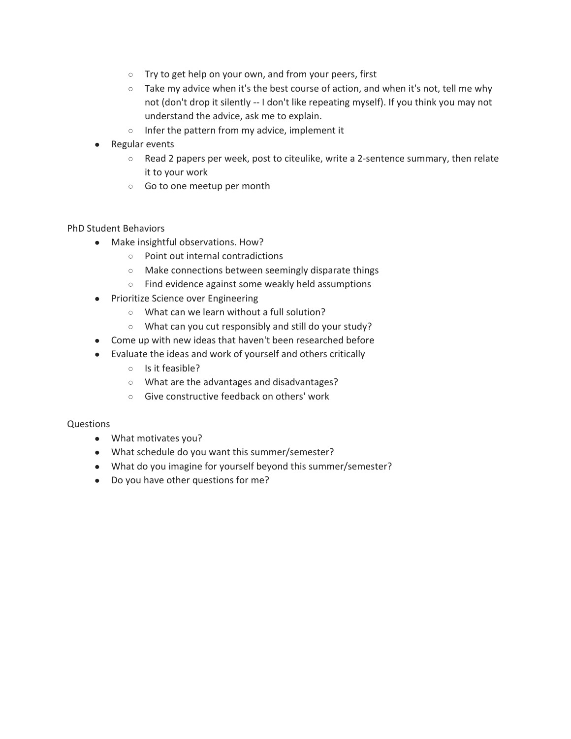- Try to get help on your own, and from your peers, first
    - Take my advice when it's the best course of action, and when it's not, tell me why not (don't drop it silently -- I don't like repeating myself). If you think you may not understand the advice, ask me to explain.
    - Infer the pattern from my advice, implement it
- Regular events
    - Read 2 papers per week, post to citeulike, write a 2-sentence summary, then relate it to your work
    - Go to one meetup per month

PhD Student Behaviors

- Make insightful observations. How?
    - Point out internal contradictions
    - Make connections between seemingly disparate things
    - Find evidence against some weakly held assumptions
- Prioritize Science over Engineering
    - What can we learn without a full solution?
    - What can you cut responsibly and still do your study?
- Come up with new ideas that haven't been researched before
- Evaluate the ideas and work of yourself and others critically
    - Is it feasible?
    - What are the advantages and disadvantages?
    - Give constructive feedback on others' work

Questions

- What motivates you?
- What schedule do you want this summer/semester?
- What do you imagine for yourself beyond this summer/semester?
- Do you have other questions for me?